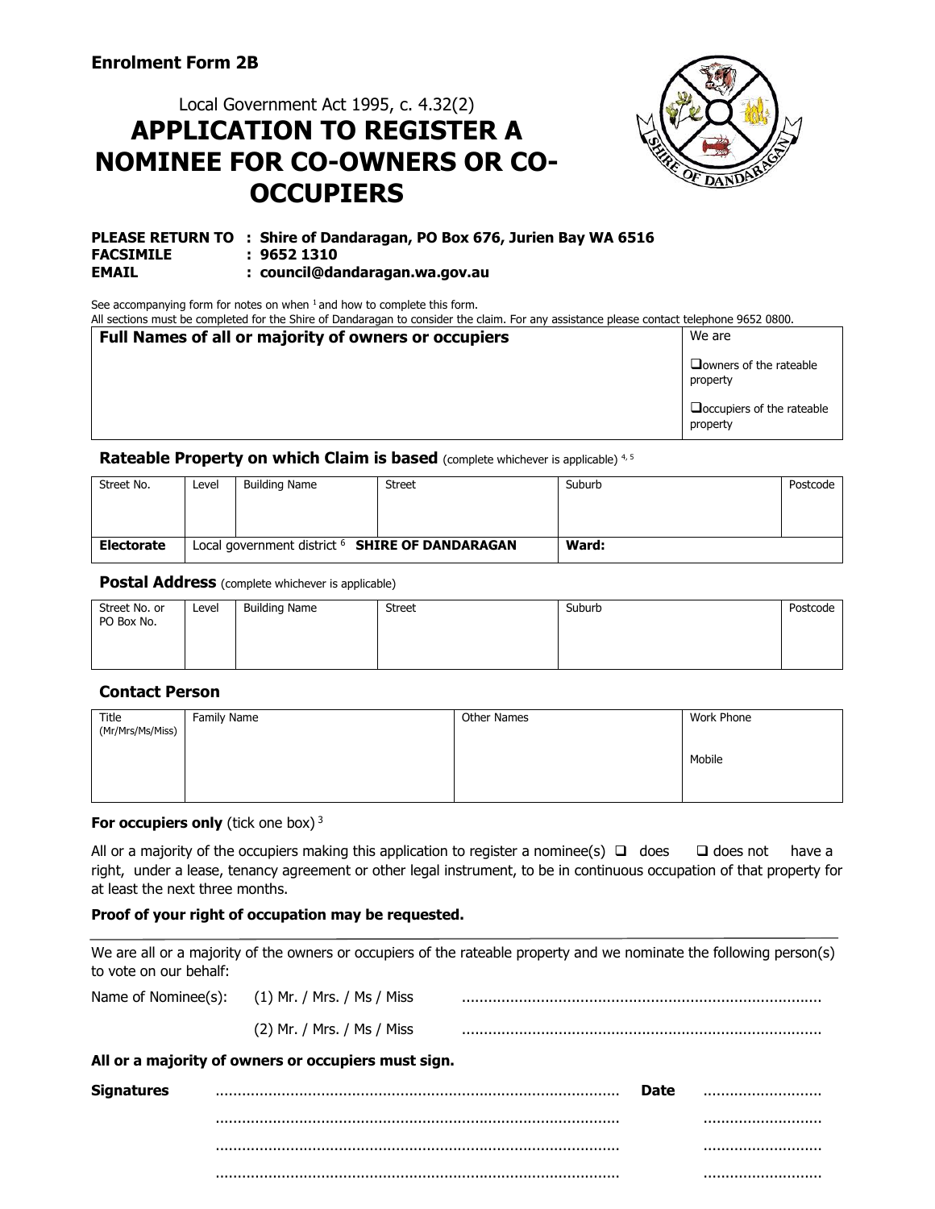**Enrolment Form 2B**

Local Government Act 1995, c. 4.32(2)

# APPLICATION TO REGISTER A NOMINEE FOR CO-OWNERS OR CO-OCCUPIERS

**PLEASE RETURN TO : Shire of Dandaragan, PO Box 676, Jurien Bay WA 6516**
**FACSIMILE : 9652 1310**
**EMAIL : council@dandaragan.wa.gov.au**

See accompanying form for notes on when [1] and how to complete this form.
All sections must be completed for the Shire of Dandaragan to consider the claim. For any assistance please contact telephone 9652 0800.

| **Full Names of all or majority of owners or occupiers** | We are<br>❑owners of the rateable property<br>❑occupiers of the rateable property |
|---|---|

### Rateable Property on which Claim is based (complete whichever is applicable) [4, 5]

| Street No. | Level | Building Name | Street | Suburb | Postcode |
|---|---|---|---|---|---|
| | | | | | |
| **Electorate** | Local government district [6] **SHIRE OF DANDARAGAN** | | | **Ward:** | |

### Postal Address (complete whichever is applicable)

| Street No. or PO Box No. | Level | Building Name | Street | Suburb | Postcode |
|---|---|---|---|---|---|
| | | | | | |

### Contact Person

| Title (Mr/Mrs/Ms/Miss) | Family Name | Other Names | Work Phone<br><br>Mobile |
|---|---|---|---|
| | | | |

**For occupiers only** (tick one box) [3]

All or a majority of the occupiers making this application to register a nominee(s) ❑ does ❑ does not have a right, under a lease, tenancy agreement or other legal instrument, to be in continuous occupation of that property for at least the next three months.

**Proof of your right of occupation may be requested.**

---

We are all or a majority of the owners or occupiers of the rateable property and we nominate the following person(s) to vote on our behalf:

Name of Nominee(s): (1) Mr. / Mrs. / Ms / Miss ................................................................................

(2) Mr. / Mrs. / Ms / Miss ................................................................................

**All or a majority of owners or occupiers must sign.**

**Signatures** .......................................................................................... **Date** ...........................

.......................................................................................... ...........................

.......................................................................................... ...........................

.......................................................................................... ...........................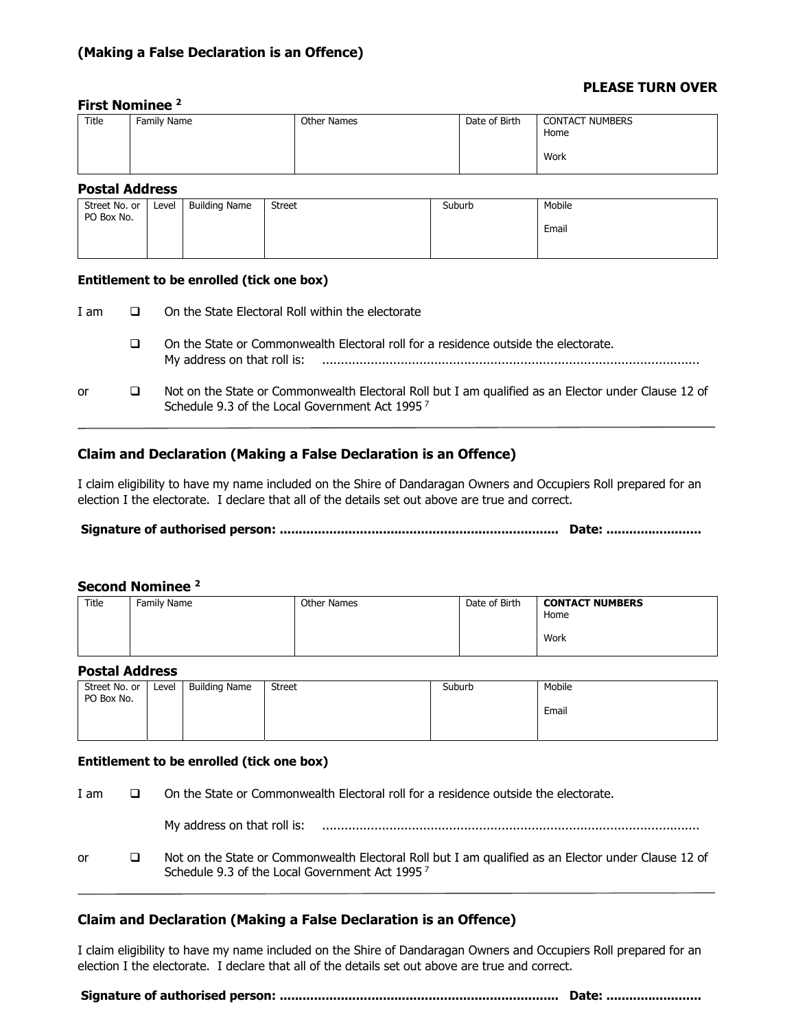**(Making a False Declaration is an Offence)**

**PLEASE TURN OVER**

### First Nominee [2]

| Title | Family Name | Other Names | Date of Birth | CONTACT NUMBERS<br>Home<br><br>Work |
|---|---|---|---|---|
| | | | | |

### Postal Address

| Street No. or PO Box No. | Level | Building Name | Street | Suburb | Mobile<br><br>Email |
|---|---|---|---|---|---|
| | | | | | |

**Entitlement to be enrolled (tick one box)**

I am ❑ On the State Electoral Roll within the electorate

❑ On the State or Commonwealth Electoral roll for a residence outside the electorate.
My address on that roll is: ...................................................................................................

or ❑ Not on the State or Commonwealth Electoral Roll but I am qualified as an Elector under Clause 12 of Schedule 9.3 of the Local Government Act 1995 [7]

### Claim and Declaration (Making a False Declaration is an Offence)

I claim eligibility to have my name included on the Shire of Dandaragan Owners and Occupiers Roll prepared for an election I the electorate. I declare that all of the details set out above are true and correct.

**Signature of authorised person: ........................................................................ Date: ........................**

### Second Nominee [2]

| Title | Family Name | Other Names | Date of Birth | **CONTACT NUMBERS**<br>Home<br><br>Work |
|---|---|---|---|---|
| | | | | |

### Postal Address

| Street No. or PO Box No. | Level | Building Name | Street | Suburb | Mobile<br><br>Email |
|---|---|---|---|---|---|
| | | | | | |

**Entitlement to be enrolled (tick one box)**

I am ❑ On the State or Commonwealth Electoral roll for a residence outside the electorate.

My address on that roll is: ...................................................................................................

or ❑ Not on the State or Commonwealth Electoral Roll but I am qualified as an Elector under Clause 12 of Schedule 9.3 of the Local Government Act 1995 [7]

### Claim and Declaration (Making a False Declaration is an Offence)

I claim eligibility to have my name included on the Shire of Dandaragan Owners and Occupiers Roll prepared for an election I the electorate. I declare that all of the details set out above are true and correct.

**Signature of authorised person: ........................................................................ Date: ........................**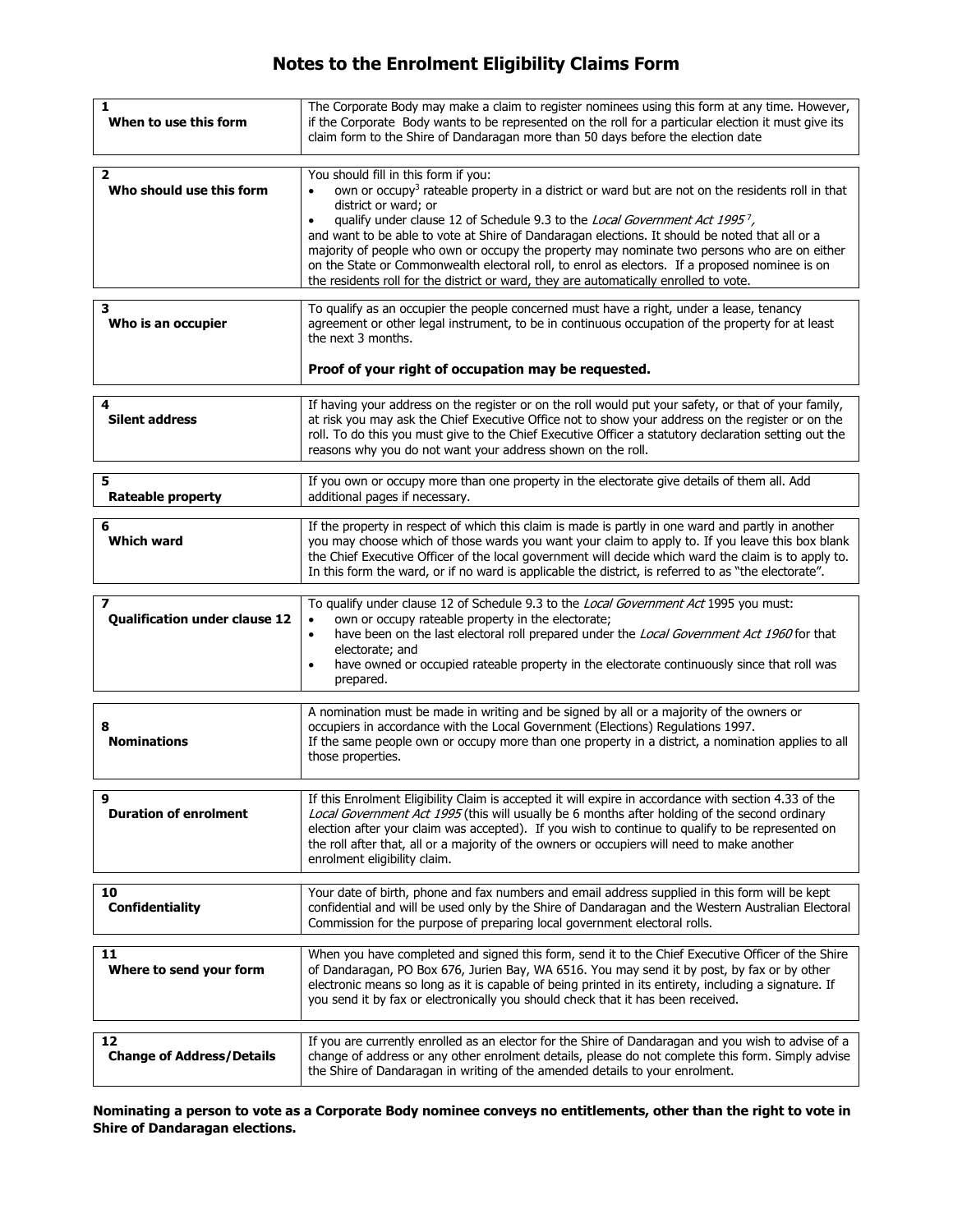# Notes to the Enrolment Eligibility Claims Form

| | |
|---|---|
| **1 When to use this form** | The Corporate Body may make a claim to register nominees using this form at any time. However, if the Corporate Body wants to be represented on the roll for a particular election it must give its claim form to the Shire of Dandaragan more than 50 days before the election date |
| **2 Who should use this form** | You should fill in this form if you: • own or occupy[3] rateable property in a district or ward but are not on the residents roll in that district or ward; or • qualify under clause 12 of Schedule 9.3 to the *Local Government Act 1995*[7], and want to be able to vote at Shire of Dandaragan elections. It should be noted that all or a majority of people who own or occupy the property may nominate two persons who are on either on the State or Commonwealth electoral roll, to enrol as electors. If a proposed nominee is on the residents roll for the district or ward, they are automatically enrolled to vote. |
| **3 Who is an occupier** | To qualify as an occupier the people concerned must have a right, under a lease, tenancy agreement or other legal instrument, to be in continuous occupation of the property for at least the next 3 months. **Proof of your right of occupation may be requested.** |
| **4 Silent address** | If having your address on the register or on the roll would put your safety, or that of your family, at risk you may ask the Chief Executive Office not to show your address on the register or on the roll. To do this you must give to the Chief Executive Officer a statutory declaration setting out the reasons why you do not want your address shown on the roll. |
| **5 Rateable property** | If you own or occupy more than one property in the electorate give details of them all. Add additional pages if necessary. |
| **6 Which ward** | If the property in respect of which this claim is made is partly in one ward and partly in another you may choose which of those wards you want your claim to apply to. If you leave this box blank the Chief Executive Officer of the local government will decide which ward the claim is to apply to. In this form the ward, or if no ward is applicable the district, is referred to as "the electorate". |
| **7 Qualification under clause 12** | To qualify under clause 12 of Schedule 9.3 to the *Local Government Act* 1995 you must: • own or occupy rateable property in the electorate; • have been on the last electoral roll prepared under the *Local Government Act 1960* for that electorate; and • have owned or occupied rateable property in the electorate continuously since that roll was prepared. |
| **8 Nominations** | A nomination must be made in writing and be signed by all or a majority of the owners or occupiers in accordance with the Local Government (Elections) Regulations 1997. If the same people own or occupy more than one property in a district, a nomination applies to all those properties. |
| **9 Duration of enrolment** | If this Enrolment Eligibility Claim is accepted it will expire in accordance with section 4.33 of the *Local Government Act 1995* (this will usually be 6 months after holding of the second ordinary election after your claim was accepted). If you wish to continue to qualify to be represented on the roll after that, all or a majority of the owners or occupiers will need to make another enrolment eligibility claim. |
| **10 Confidentiality** | Your date of birth, phone and fax numbers and email address supplied in this form will be kept confidential and will be used only by the Shire of Dandaragan and the Western Australian Electoral Commission for the purpose of preparing local government electoral rolls. |
| **11 Where to send your form** | When you have completed and signed this form, send it to the Chief Executive Officer of the Shire of Dandaragan, PO Box 676, Jurien Bay, WA 6516. You may send it by post, by fax or by other electronic means so long as it is capable of being printed in its entirety, including a signature. If you send it by fax or electronically you should check that it has been received. |
| **12 Change of Address/Details** | If you are currently enrolled as an elector for the Shire of Dandaragan and you wish to advise of a change of address or any other enrolment details, please do not complete this form. Simply advise the Shire of Dandaragan in writing of the amended details to your enrolment. |

**Nominating a person to vote as a Corporate Body nominee conveys no entitlements, other than the right to vote in Shire of Dandaragan elections.**